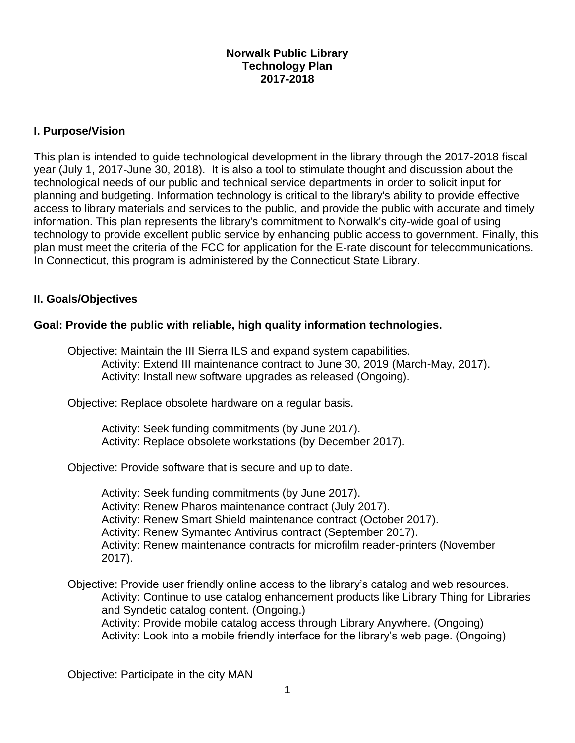# Norwalk Public Library
# Technology Plan
# 2017-2018

## I. Purpose/Vision

This plan is intended to guide technological development in the library through the 2017-2018 fiscal year (July 1, 2017-June 30, 2018). It is also a tool to stimulate thought and discussion about the technological needs of our public and technical service departments in order to solicit input for planning and budgeting. Information technology is critical to the library's ability to provide effective access to library materials and services to the public, and provide the public with accurate and timely information. This plan represents the library's commitment to Norwalk's city-wide goal of using technology to provide excellent public service by enhancing public access to government. Finally, this plan must meet the criteria of the FCC for application for the E-rate discount for telecommunications. In Connecticut, this program is administered by the Connecticut State Library.

## II. Goals/Objectives

### Goal: Provide the public with reliable, high quality information technologies.

Objective: Maintain the III Sierra ILS and expand system capabilities.
- Activity: Extend III maintenance contract to June 30, 2019 (March-May, 2017).
- Activity: Install new software upgrades as released (Ongoing).

Objective: Replace obsolete hardware on a regular basis.

- Activity: Seek funding commitments (by June 2017).
- Activity: Replace obsolete workstations (by December 2017).

Objective: Provide software that is secure and up to date.

- Activity: Seek funding commitments (by June 2017).
- Activity: Renew Pharos maintenance contract (July 2017).
- Activity: Renew Smart Shield maintenance contract (October 2017).
- Activity: Renew Symantec Antivirus contract (September 2017).
- Activity: Renew maintenance contracts for microfilm reader-printers (November 2017).

Objective: Provide user friendly online access to the library's catalog and web resources.
- Activity: Continue to use catalog enhancement products like Library Thing for Libraries and Syndetic catalog content. (Ongoing.)
- Activity: Provide mobile catalog access through Library Anywhere. (Ongoing)
- Activity: Look into a mobile friendly interface for the library's web page. (Ongoing)

Objective: Participate in the city MAN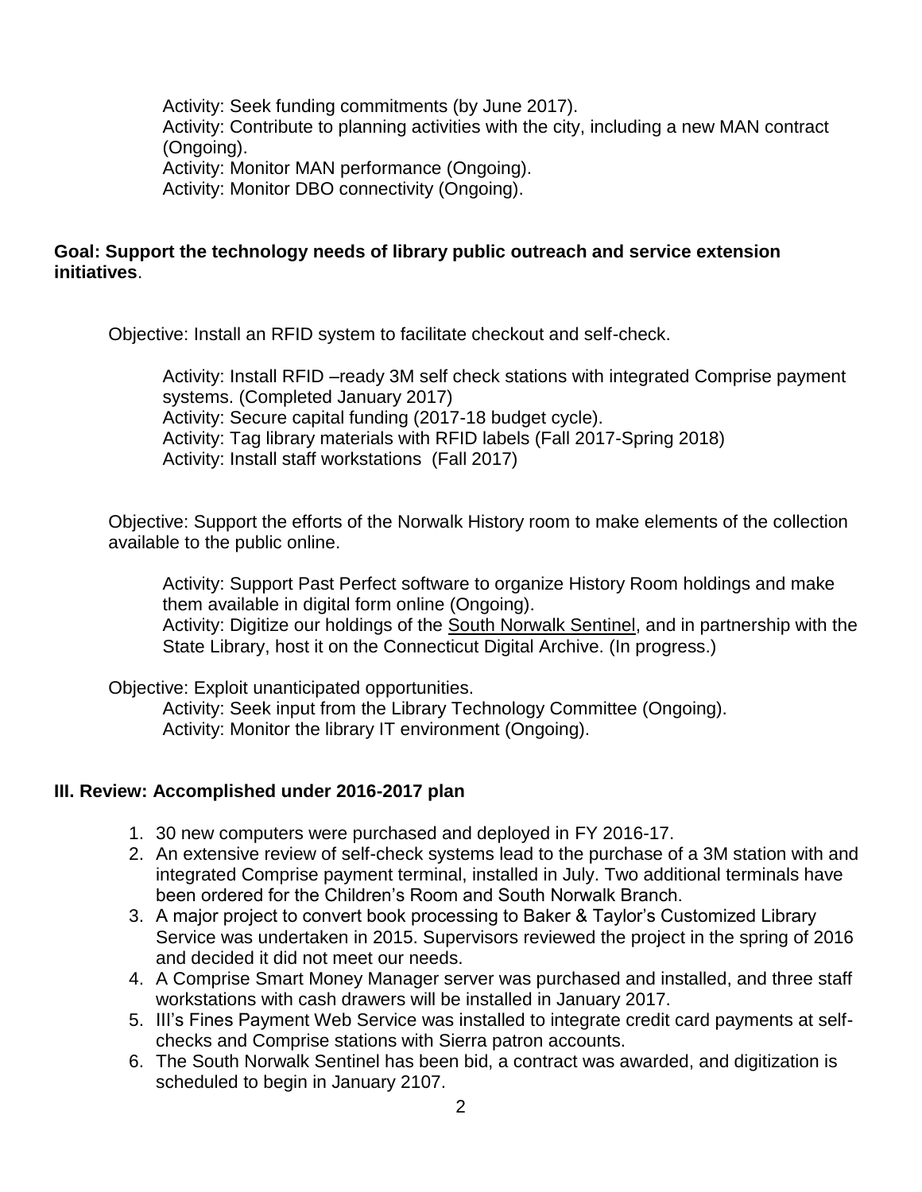Activity: Seek funding commitments (by June 2017).
Activity: Contribute to planning activities with the city, including a new MAN contract (Ongoing).
Activity: Monitor MAN performance (Ongoing).
Activity: Monitor DBO connectivity (Ongoing).

**Goal: Support the technology needs of library public outreach and service extension initiatives**.

Objective: Install an RFID system to facilitate checkout and self-check.

Activity: Install RFID –ready 3M self check stations with integrated Comprise payment systems. (Completed January 2017)
Activity: Secure capital funding (2017-18 budget cycle).
Activity: Tag library materials with RFID labels (Fall 2017-Spring 2018)
Activity: Install staff workstations (Fall 2017)

Objective: Support the efforts of the Norwalk History room to make elements of the collection available to the public online.

Activity: Support Past Perfect software to organize History Room holdings and make them available in digital form online (Ongoing).
Activity: Digitize our holdings of the South Norwalk Sentinel, and in partnership with the State Library, host it on the Connecticut Digital Archive. (In progress.)

Objective: Exploit unanticipated opportunities.
Activity: Seek input from the Library Technology Committee (Ongoing).
Activity: Monitor the library IT environment (Ongoing).

## III. Review: Accomplished under 2016-2017 plan

1. 30 new computers were purchased and deployed in FY 2016-17.
2. An extensive review of self-check systems lead to the purchase of a 3M station with and integrated Comprise payment terminal, installed in July. Two additional terminals have been ordered for the Children's Room and South Norwalk Branch.
3. A major project to convert book processing to Baker & Taylor's Customized Library Service was undertaken in 2015. Supervisors reviewed the project in the spring of 2016 and decided it did not meet our needs.
4. A Comprise Smart Money Manager server was purchased and installed, and three staff workstations with cash drawers will be installed in January 2017.
5. III's Fines Payment Web Service was installed to integrate credit card payments at self-checks and Comprise stations with Sierra patron accounts.
6. The South Norwalk Sentinel has been bid, a contract was awarded, and digitization is scheduled to begin in January 2107.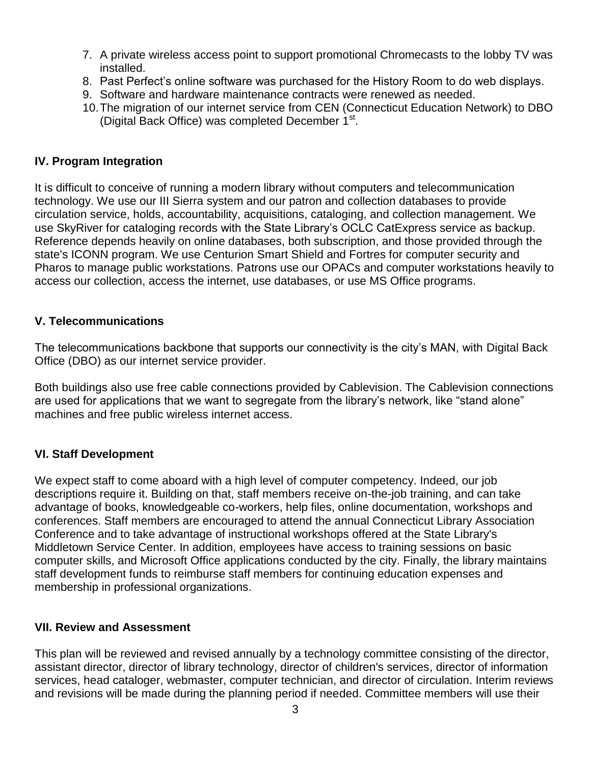7. A private wireless access point to support promotional Chromecasts to the lobby TV was installed.
8. Past Perfect's online software was purchased for the History Room to do web displays.
9. Software and hardware maintenance contracts were renewed as needed.
10. The migration of our internet service from CEN (Connecticut Education Network) to DBO (Digital Back Office) was completed December 1st.

## IV. Program Integration

It is difficult to conceive of running a modern library without computers and telecommunication technology. We use our III Sierra system and our patron and collection databases to provide circulation service, holds, accountability, acquisitions, cataloging, and collection management. We use SkyRiver for cataloging records with the State Library's OCLC CatExpress service as backup. Reference depends heavily on online databases, both subscription, and those provided through the state's ICONN program. We use Centurion Smart Shield and Fortres for computer security and Pharos to manage public workstations. Patrons use our OPACs and computer workstations heavily to access our collection, access the internet, use databases, or use MS Office programs.

## V. Telecommunications

The telecommunications backbone that supports our connectivity is the city's MAN, with Digital Back Office (DBO) as our internet service provider.

Both buildings also use free cable connections provided by Cablevision. The Cablevision connections are used for applications that we want to segregate from the library's network, like "stand alone" machines and free public wireless internet access.

## VI. Staff Development

We expect staff to come aboard with a high level of computer competency. Indeed, our job descriptions require it. Building on that, staff members receive on-the-job training, and can take advantage of books, knowledgeable co-workers, help files, online documentation, workshops and conferences. Staff members are encouraged to attend the annual Connecticut Library Association Conference and to take advantage of instructional workshops offered at the State Library's Middletown Service Center. In addition, employees have access to training sessions on basic computer skills, and Microsoft Office applications conducted by the city. Finally, the library maintains staff development funds to reimburse staff members for continuing education expenses and membership in professional organizations.

## VII. Review and Assessment

This plan will be reviewed and revised annually by a technology committee consisting of the director, assistant director, director of library technology, director of children's services, director of information services, head cataloger, webmaster, computer technician, and director of circulation. Interim reviews and revisions will be made during the planning period if needed. Committee members will use their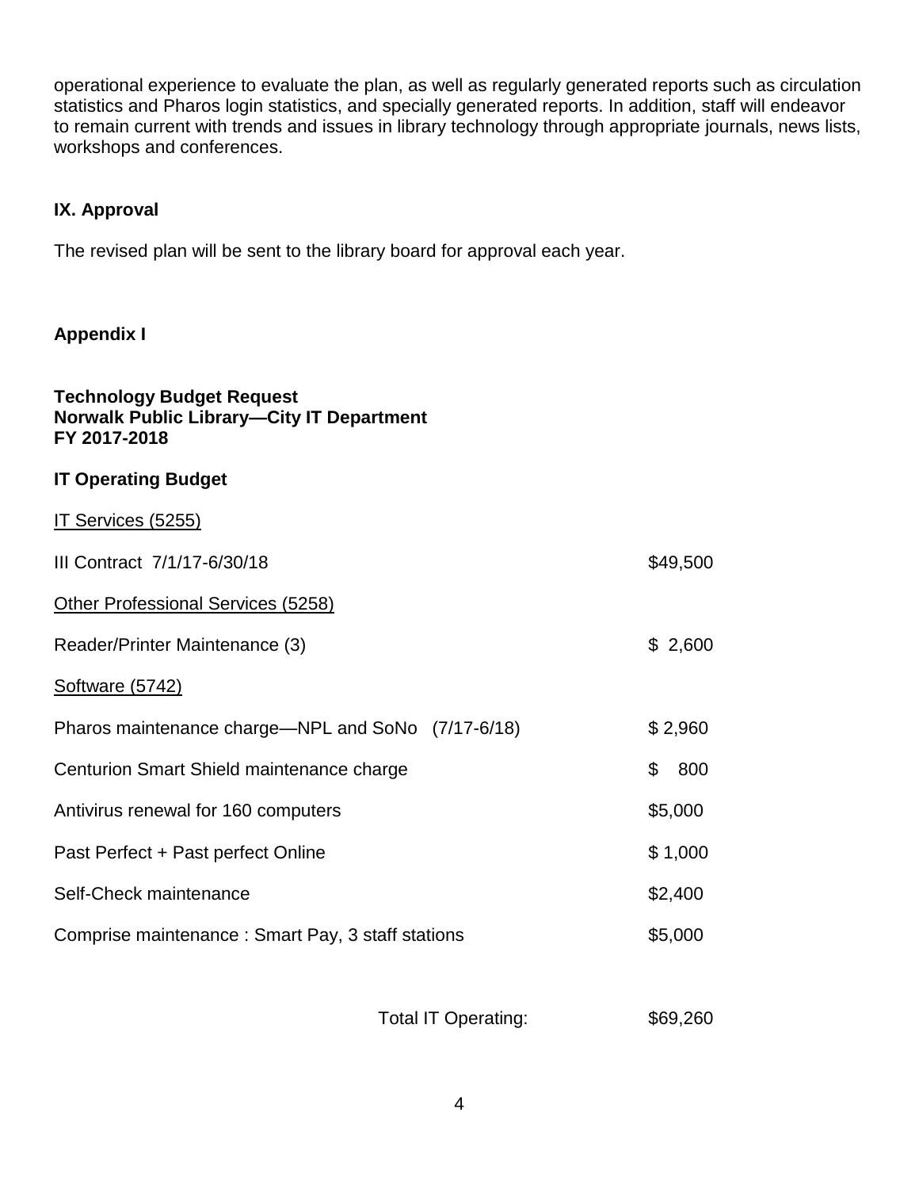operational experience to evaluate the plan, as well as regularly generated reports such as circulation statistics and Pharos login statistics, and specially generated reports. In addition, staff will endeavor to remain current with trends and issues in library technology through appropriate journals, news lists, workshops and conferences.

## IX. Approval

The revised plan will be sent to the library board for approval each year.

## Appendix I

**Technology Budget Request**
**Norwalk Public Library—City IT Department**
**FY 2017-2018**

### IT Operating Budget

<u>IT Services (5255)</u>

| | |
|---|---|
| III Contract 7/1/17-6/30/18 | $49,500 |

<u>Other Professional Services (5258)</u>

| | |
|---|---|
| Reader/Printer Maintenance (3) | $ 2,600 |

<u>Software (5742)</u>

| | |
|---|---|
| Pharos maintenance charge—NPL and SoNo (7/17-6/18) | $ 2,960 |
| Centurion Smart Shield maintenance charge | $ 800 |
| Antivirus renewal for 160 computers | $5,000 |
| Past Perfect + Past perfect Online | $ 1,000 |
| Self-Check maintenance | $2,400 |
| Comprise maintenance : Smart Pay, 3 staff stations | $5,000 |

| | |
|---|---|
| Total IT Operating: | $69,260 |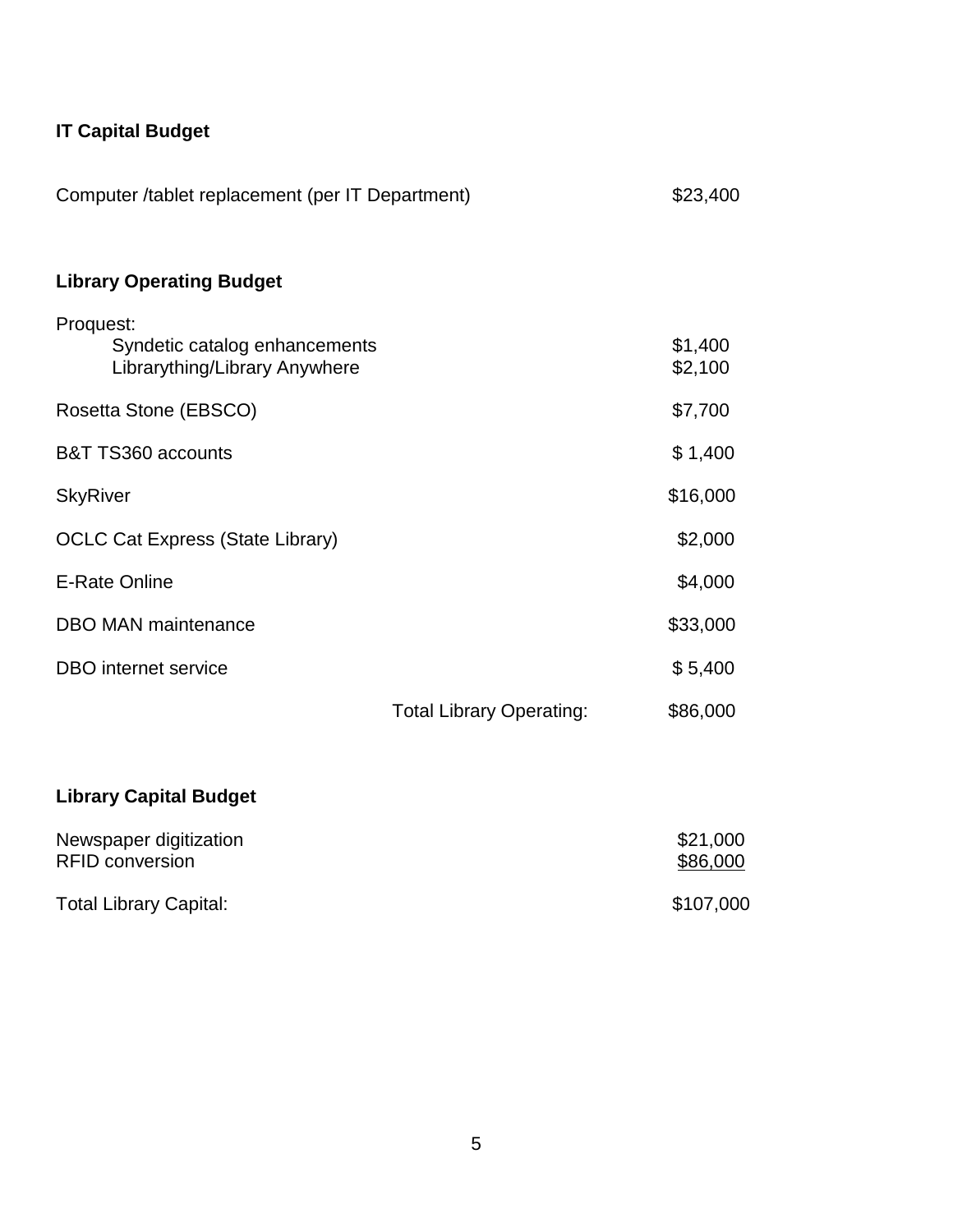**IT Capital Budget**

| | |
|---|---|
| Computer /tablet replacement (per IT Department) | $23,400 |

**Library Operating Budget**

| | |
|---|---|
| Proquest: | |
| Syndetic catalog enhancements | $1,400 |
| Librarything/Library Anywhere | $2,100 |
| Rosetta Stone (EBSCO) | $7,700 |
| B&T TS360 accounts | $ 1,400 |
| SkyRiver | $16,000 |
| OCLC Cat Express (State Library) | $2,000 |
| E-Rate Online | $4,000 |
| DBO MAN maintenance | $33,000 |
| DBO internet service | $ 5,400 |
| Total Library Operating: | $86,000 |

**Library Capital Budget**

| | |
|---|---|
| Newspaper digitization | $21,000 |
| RFID conversion | $86,000 |
| Total Library Capital: | $107,000 |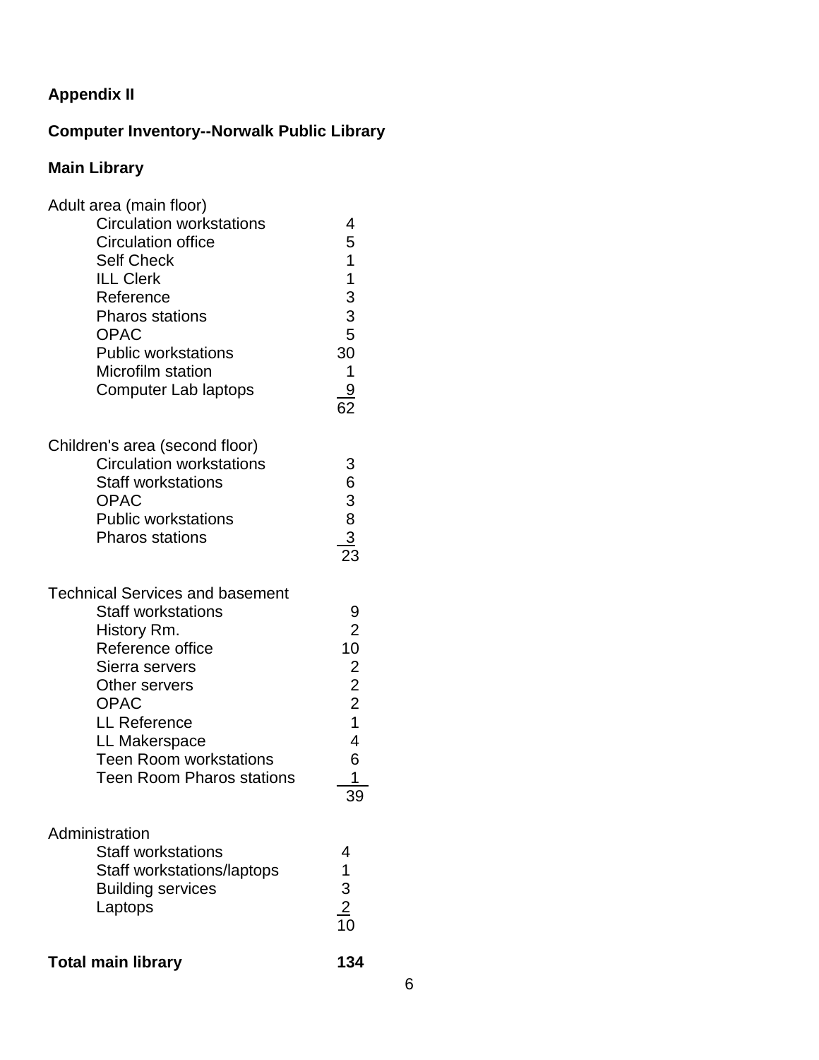**Appendix II**

**Computer Inventory--Norwalk Public Library**

**Main Library**

| Adult area (main floor) | |
|---|---|
| Circulation workstations | 4 |
| Circulation office | 5 |
| Self Check | 1 |
| ILL Clerk | 1 |
| Reference | 3 |
| Pharos stations | 3 |
| OPAC | 5 |
| Public workstations | 30 |
| Microfilm station | 1 |
| Computer Lab laptops | 9 |
| | 62 |

| Children's area (second floor) | |
|---|---|
| Circulation workstations | 3 |
| Staff workstations | 6 |
| OPAC | 3 |
| Public workstations | 8 |
| Pharos stations | 3 |
| | 23 |

| Technical Services and basement | |
|---|---|
| Staff workstations | 9 |
| History Rm. | 2 |
| Reference office | 10 |
| Sierra servers | 2 |
| Other servers | 2 |
| OPAC | 2 |
| LL Reference | 1 |
| LL Makerspace | 4 |
| Teen Room workstations | 6 |
| Teen Room Pharos stations | 1 |
| | 39 |

| Administration | |
|---|---|
| Staff workstations | 4 |
| Staff workstations/laptops | 1 |
| Building services | 3 |
| Laptops | 2 |
| | 10 |

**Total main library** **134**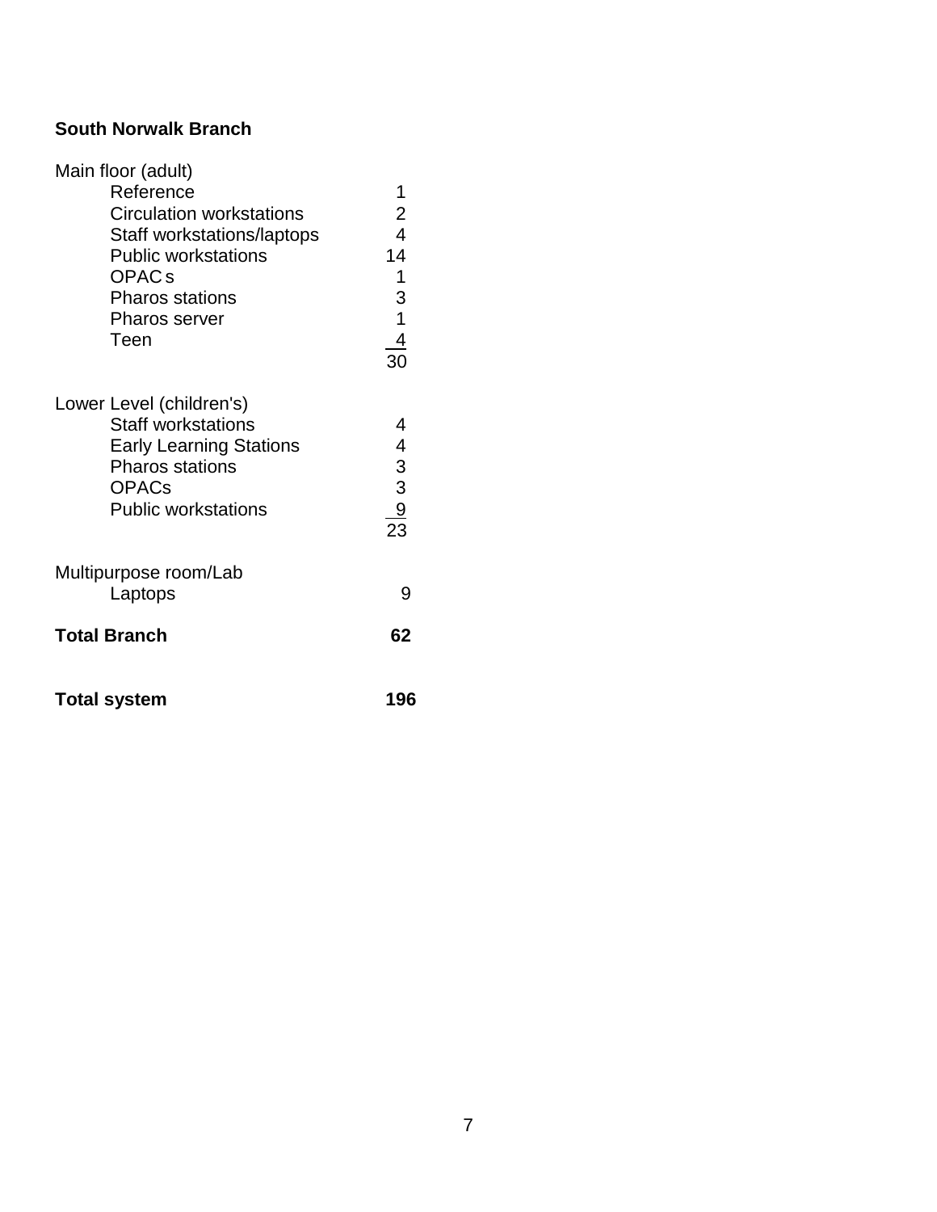**South Norwalk Branch**

| | |
|---|---|
| Main floor (adult) | |
| Reference | 1 |
| Circulation workstations | 2 |
| Staff workstations/laptops | 4 |
| Public workstations | 14 |
| OPAC s | 1 |
| Pharos stations | 3 |
| Pharos server | 1 |
| Teen | 4 |
| | 30 |
| Lower Level (children's) | |
| Staff workstations | 4 |
| Early Learning Stations | 4 |
| Pharos stations | 3 |
| OPACs | 3 |
| Public workstations | 9 |
| | 23 |
| Multipurpose room/Lab | |
| Laptops | 9 |
| **Total Branch** | **62** |
| **Total system** | **196** |